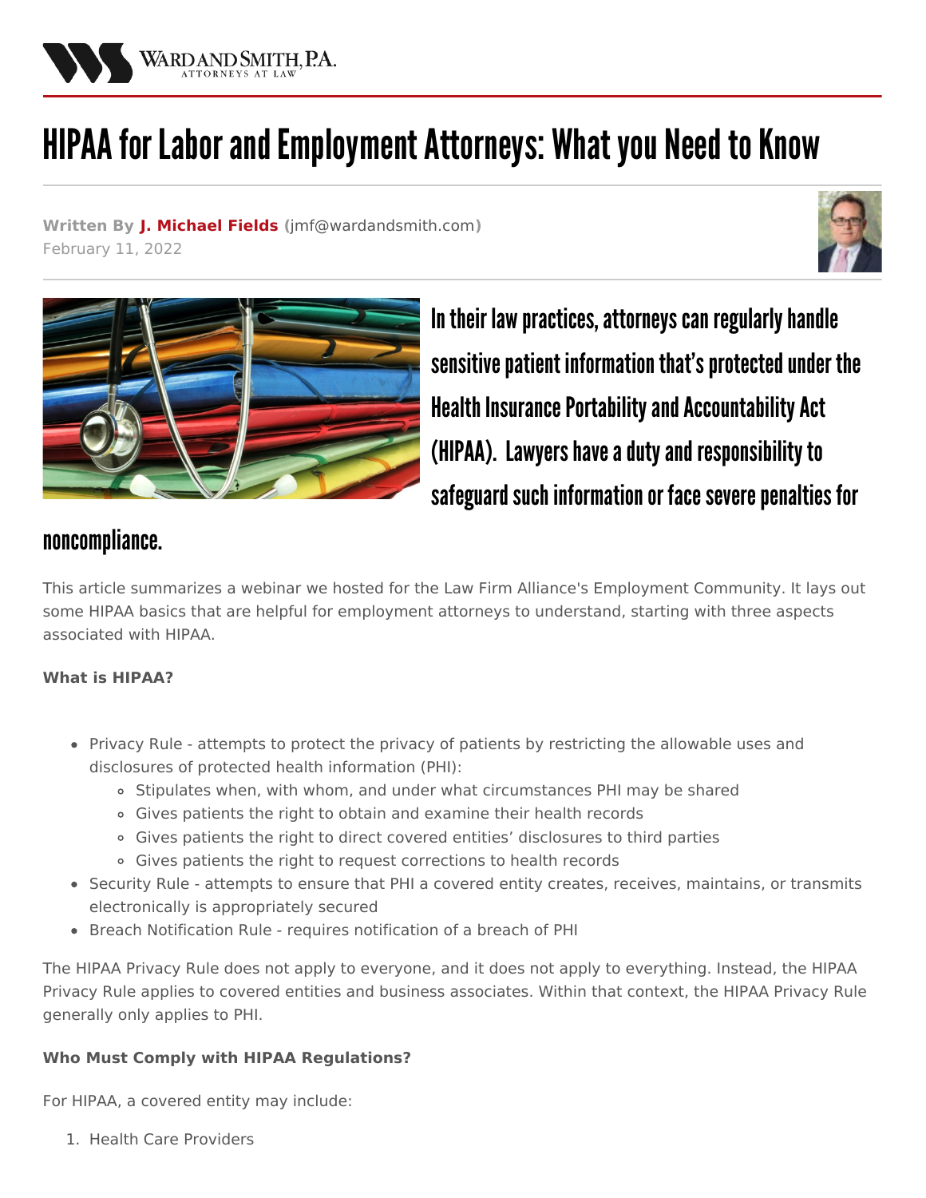WARD AND SMITH, P.A.
ATTORNEYS AT LAW

# HIPAA for Labor and Employment Attorneys: What you Need to Know

**Written By J. Michael Fields** (jmf@wardandsmith.com)
February 11, 2022

## In their law practices, attorneys can regularly handle sensitive patient information that's protected under the Health Insurance Portability and Accountability Act (HIPAA). Lawyers have a duty and responsibility to safeguard such information or face severe penalties for noncompliance.

This article summarizes a webinar we hosted for the Law Firm Alliance's Employment Community. It lays out some HIPAA basics that are helpful for employment attorneys to understand, starting with three aspects associated with HIPAA.

**What is HIPAA?**

- Privacy Rule - attempts to protect the privacy of patients by restricting the allowable uses and disclosures of protected health information (PHI):
  - Stipulates when, with whom, and under what circumstances PHI may be shared
  - Gives patients the right to obtain and examine their health records
  - Gives patients the right to direct covered entities' disclosures to third parties
  - Gives patients the right to request corrections to health records
- Security Rule - attempts to ensure that PHI a covered entity creates, receives, maintains, or transmits electronically is appropriately secured
- Breach Notification Rule - requires notification of a breach of PHI

The HIPAA Privacy Rule does not apply to everyone, and it does not apply to everything. Instead, the HIPAA Privacy Rule applies to covered entities and business associates. Within that context, the HIPAA Privacy Rule generally only applies to PHI.

**Who Must Comply with HIPAA Regulations?**

For HIPAA, a covered entity may include:

1. Health Care Providers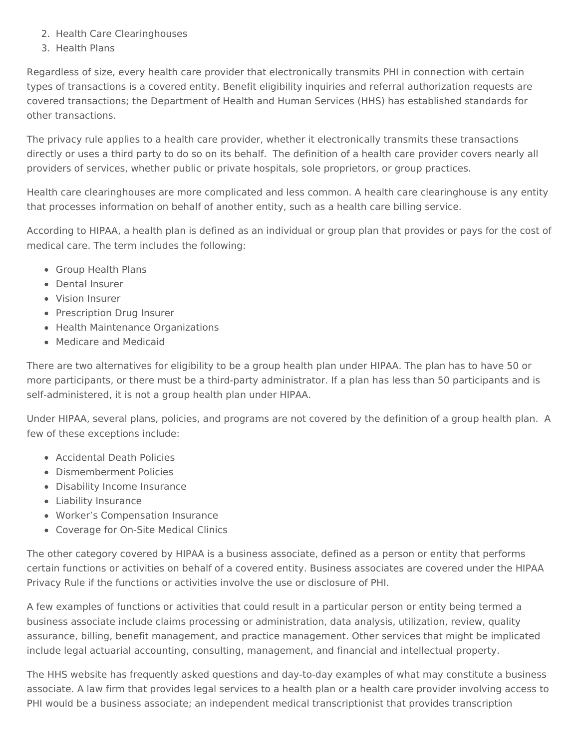2. Health Care Clearinghouses
3. Health Plans

Regardless of size, every health care provider that electronically transmits PHI in connection with certain types of transactions is a covered entity. Benefit eligibility inquiries and referral authorization requests are covered transactions; the Department of Health and Human Services (HHS) has established standards for other transactions.

The privacy rule applies to a health care provider, whether it electronically transmits these transactions directly or uses a third party to do so on its behalf. The definition of a health care provider covers nearly all providers of services, whether public or private hospitals, sole proprietors, or group practices.

Health care clearinghouses are more complicated and less common. A health care clearinghouse is any entity that processes information on behalf of another entity, such as a health care billing service.

According to HIPAA, a health plan is defined as an individual or group plan that provides or pays for the cost of medical care. The term includes the following:

- Group Health Plans
- Dental Insurer
- Vision Insurer
- Prescription Drug Insurer
- Health Maintenance Organizations
- Medicare and Medicaid

There are two alternatives for eligibility to be a group health plan under HIPAA. The plan has to have 50 or more participants, or there must be a third-party administrator. If a plan has less than 50 participants and is self-administered, it is not a group health plan under HIPAA.

Under HIPAA, several plans, policies, and programs are not covered by the definition of a group health plan. A few of these exceptions include:

- Accidental Death Policies
- Dismemberment Policies
- Disability Income Insurance
- Liability Insurance
- Worker's Compensation Insurance
- Coverage for On-Site Medical Clinics

The other category covered by HIPAA is a business associate, defined as a person or entity that performs certain functions or activities on behalf of a covered entity. Business associates are covered under the HIPAA Privacy Rule if the functions or activities involve the use or disclosure of PHI.

A few examples of functions or activities that could result in a particular person or entity being termed a business associate include claims processing or administration, data analysis, utilization, review, quality assurance, billing, benefit management, and practice management. Other services that might be implicated include legal actuarial accounting, consulting, management, and financial and intellectual property.

The HHS website has frequently asked questions and day-to-day examples of what may constitute a business associate. A law firm that provides legal services to a health plan or a health care provider involving access to PHI would be a business associate; an independent medical transcriptionist that provides transcription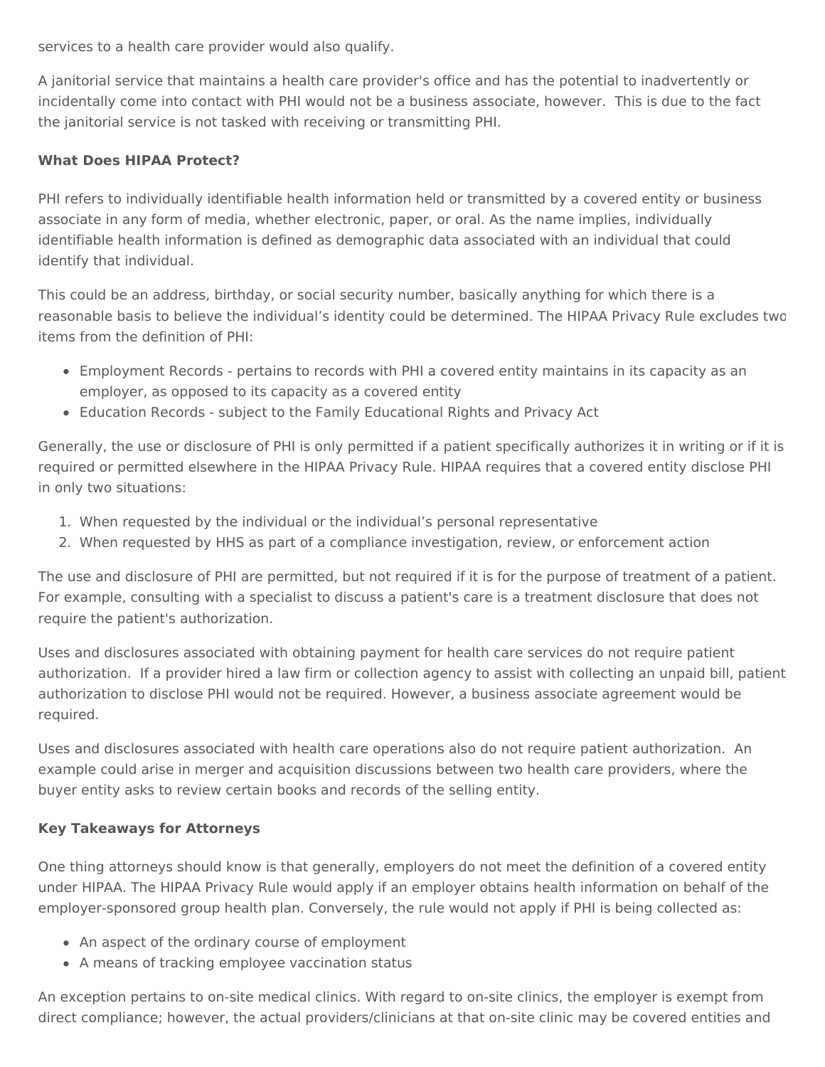services to a health care provider would also qualify.

A janitorial service that maintains a health care provider's office and has the potential to inadvertently or incidentally come into contact with PHI would not be a business associate, however. This is due to the fact the janitorial service is not tasked with receiving or transmitting PHI.

**What Does HIPAA Protect?**

PHI refers to individually identifiable health information held or transmitted by a covered entity or business associate in any form of media, whether electronic, paper, or oral. As the name implies, individually identifiable health information is defined as demographic data associated with an individual that could identify that individual.

This could be an address, birthday, or social security number, basically anything for which there is a reasonable basis to believe the individual's identity could be determined. The HIPAA Privacy Rule excludes two items from the definition of PHI:

- Employment Records - pertains to records with PHI a covered entity maintains in its capacity as an employer, as opposed to its capacity as a covered entity
- Education Records - subject to the Family Educational Rights and Privacy Act

Generally, the use or disclosure of PHI is only permitted if a patient specifically authorizes it in writing or if it is required or permitted elsewhere in the HIPAA Privacy Rule. HIPAA requires that a covered entity disclose PHI in only two situations:

1. When requested by the individual or the individual's personal representative
2. When requested by HHS as part of a compliance investigation, review, or enforcement action

The use and disclosure of PHI are permitted, but not required if it is for the purpose of treatment of a patient. For example, consulting with a specialist to discuss a patient's care is a treatment disclosure that does not require the patient's authorization.

Uses and disclosures associated with obtaining payment for health care services do not require patient authorization. If a provider hired a law firm or collection agency to assist with collecting an unpaid bill, patient authorization to disclose PHI would not be required. However, a business associate agreement would be required.

Uses and disclosures associated with health care operations also do not require patient authorization. An example could arise in merger and acquisition discussions between two health care providers, where the buyer entity asks to review certain books and records of the selling entity.

**Key Takeaways for Attorneys**

One thing attorneys should know is that generally, employers do not meet the definition of a covered entity under HIPAA. The HIPAA Privacy Rule would apply if an employer obtains health information on behalf of the employer-sponsored group health plan. Conversely, the rule would not apply if PHI is being collected as:

- An aspect of the ordinary course of employment
- A means of tracking employee vaccination status

An exception pertains to on-site medical clinics. With regard to on-site clinics, the employer is exempt from direct compliance; however, the actual providers/clinicians at that on-site clinic may be covered entities and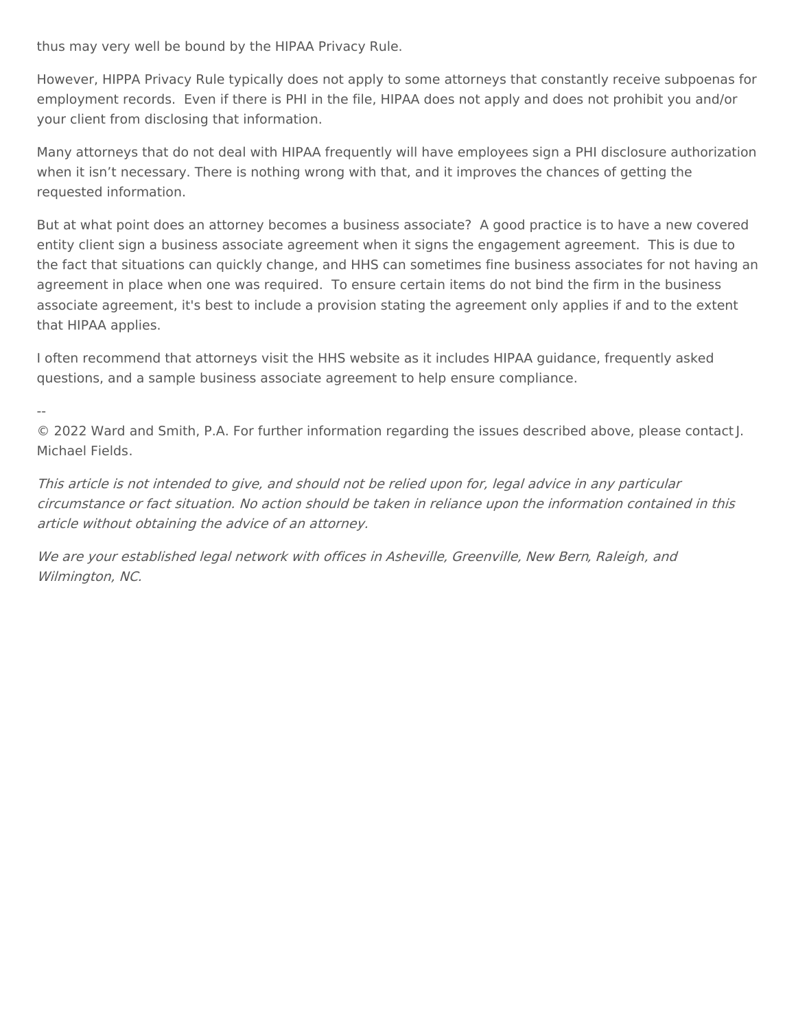thus may very well be bound by the HIPAA Privacy Rule.

However, HIPPA Privacy Rule typically does not apply to some attorneys that constantly receive subpoenas for employment records. Even if there is PHI in the file, HIPAA does not apply and does not prohibit you and/or your client from disclosing that information.

Many attorneys that do not deal with HIPAA frequently will have employees sign a PHI disclosure authorization when it isn't necessary. There is nothing wrong with that, and it improves the chances of getting the requested information.

But at what point does an attorney becomes a business associate? A good practice is to have a new covered entity client sign a business associate agreement when it signs the engagement agreement. This is due to the fact that situations can quickly change, and HHS can sometimes fine business associates for not having an agreement in place when one was required. To ensure certain items do not bind the firm in the business associate agreement, it's best to include a provision stating the agreement only applies if and to the extent that HIPAA applies.

I often recommend that attorneys visit the HHS website as it includes HIPAA guidance, frequently asked questions, and a sample business associate agreement to help ensure compliance.

--
© 2022 Ward and Smith, P.A. For further information regarding the issues described above, please contact J. Michael Fields.

*This article is not intended to give, and should not be relied upon for, legal advice in any particular circumstance or fact situation. No action should be taken in reliance upon the information contained in this article without obtaining the advice of an attorney.*

*We are your established legal network with offices in Asheville, Greenville, New Bern, Raleigh, and Wilmington, NC.*